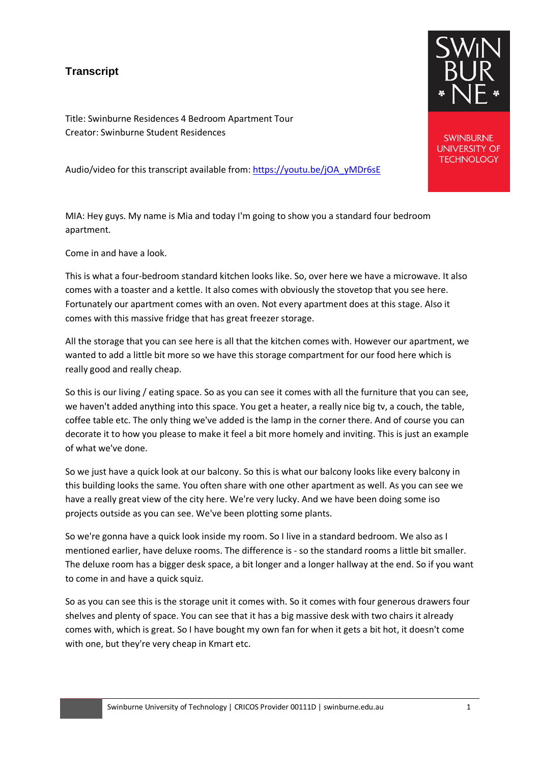# Transcript

Title: Swinburne Residences 4 Bedroom Apartment Tour
Creator: Swinburne Student Residences

Audio/video for this transcript available from: [https://youtu.be/jOA_yMDr6sE](https://youtu.be/jOA_yMDr6sE)

MIA: Hey guys. My name is Mia and today I'm going to show you a standard four bedroom apartment.

Come in and have a look.

This is what a four-bedroom standard kitchen looks like. So, over here we have a microwave. It also comes with a toaster and a kettle. It also comes with obviously the stovetop that you see here. Fortunately our apartment comes with an oven. Not every apartment does at this stage. Also it comes with this massive fridge that has great freezer storage.

All the storage that you can see here is all that the kitchen comes with. However our apartment, we wanted to add a little bit more so we have this storage compartment for our food here which is really good and really cheap.

So this is our living / eating space. So as you can see it comes with all the furniture that you can see, we haven't added anything into this space. You get a heater, a really nice big tv, a couch, the table, coffee table etc. The only thing we've added is the lamp in the corner there. And of course you can decorate it to how you please to make it feel a bit more homely and inviting. This is just an example of what we've done.

So we just have a quick look at our balcony. So this is what our balcony looks like every balcony in this building looks the same. You often share with one other apartment as well. As you can see we have a really great view of the city here. We're very lucky. And we have been doing some iso projects outside as you can see. We've been plotting some plants.

So we're gonna have a quick look inside my room. So I live in a standard bedroom. We also as I mentioned earlier, have deluxe rooms. The difference is - so the standard rooms a little bit smaller. The deluxe room has a bigger desk space, a bit longer and a longer hallway at the end. So if you want to come in and have a quick squiz.

So as you can see this is the storage unit it comes with. So it comes with four generous drawers four shelves and plenty of space. You can see that it has a big massive desk with two chairs it already comes with, which is great. So I have bought my own fan for when it gets a bit hot, it doesn't come with one, but they're very cheap in Kmart etc.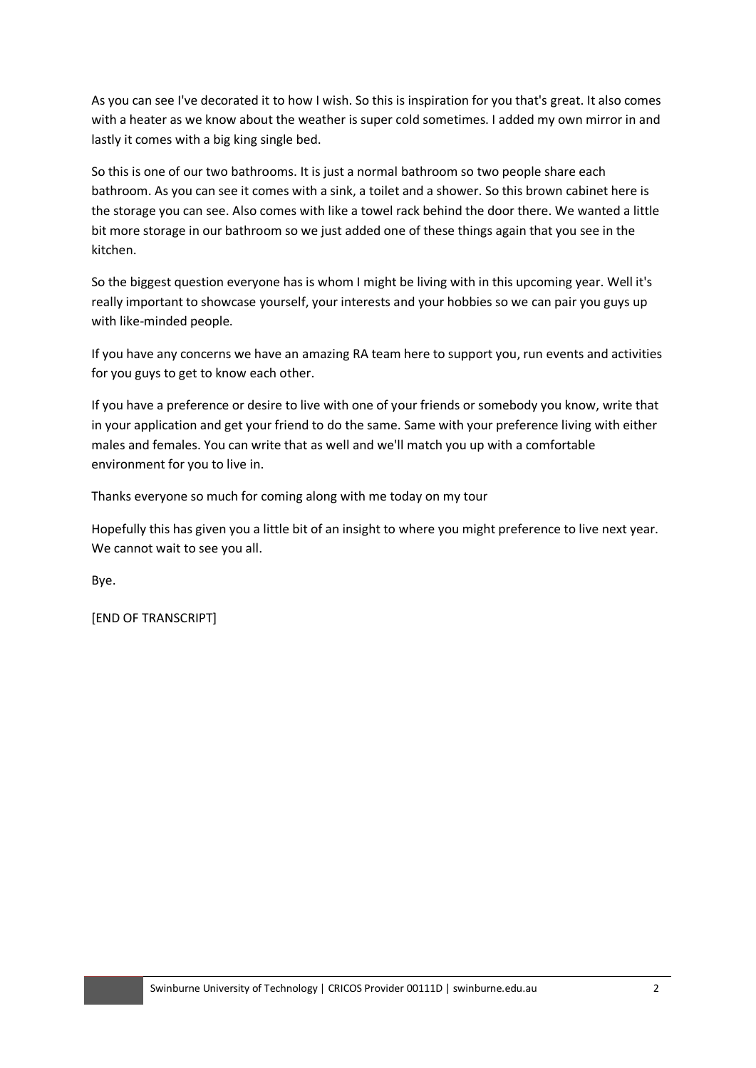As you can see I've decorated it to how I wish. So this is inspiration for you that's great. It also comes with a heater as we know about the weather is super cold sometimes. I added my own mirror in and lastly it comes with a big king single bed.

So this is one of our two bathrooms. It is just a normal bathroom so two people share each bathroom. As you can see it comes with a sink, a toilet and a shower. So this brown cabinet here is the storage you can see. Also comes with like a towel rack behind the door there. We wanted a little bit more storage in our bathroom so we just added one of these things again that you see in the kitchen.

So the biggest question everyone has is whom I might be living with in this upcoming year. Well it's really important to showcase yourself, your interests and your hobbies so we can pair you guys up with like-minded people.

If you have any concerns we have an amazing RA team here to support you, run events and activities for you guys to get to know each other.

If you have a preference or desire to live with one of your friends or somebody you know, write that in your application and get your friend to do the same. Same with your preference living with either males and females. You can write that as well and we'll match you up with a comfortable environment for you to live in.

Thanks everyone so much for coming along with me today on my tour

Hopefully this has given you a little bit of an insight to where you might preference to live next year. We cannot wait to see you all.

Bye.

[END OF TRANSCRIPT]